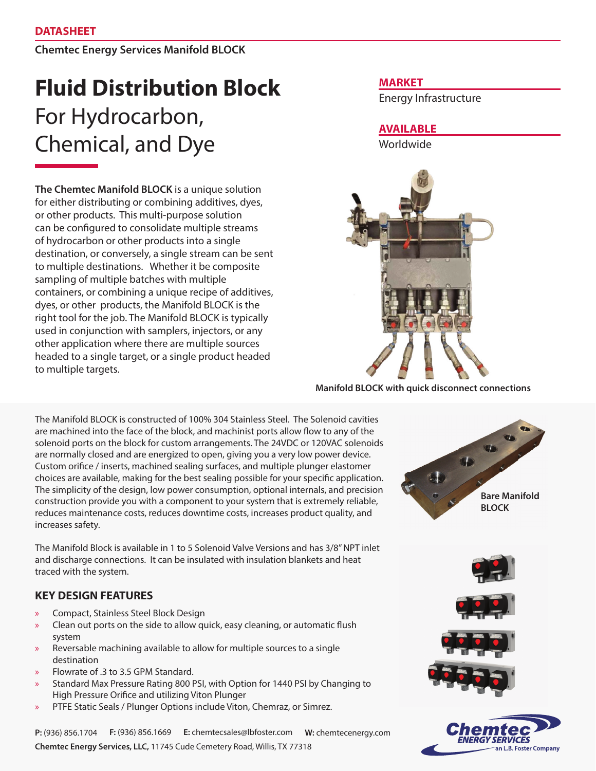**DATASHEET**

**Chemtec Energy Services Manifold BLOCK**

# Fluid Distribution Block

## For Hydrocarbon, Chemical, and Dye

**MARKET**

Energy Infrastructure

**AVAILABLE**

Worldwide

**The Chemtec Manifold BLOCK** is a unique solution for either distributing or combining additives, dyes, or other products. This multi-purpose solution can be configured to consolidate multiple streams of hydrocarbon or other products into a single destination, or conversely, a single stream can be sent to multiple destinations. Whether it be composite sampling of multiple batches with multiple containers, or combining a unique recipe of additives, dyes, or other products, the Manifold BLOCK is the right tool for the job. The Manifold BLOCK is typically used in conjunction with samplers, injectors, or any other application where there are multiple sources headed to a single target, or a single product headed to multiple targets.

**Manifold BLOCK with quick disconnect connections**

The Manifold BLOCK is constructed of 100% 304 Stainless Steel. The Solenoid cavities are machined into the face of the block, and machinist ports allow flow to any of the solenoid ports on the block for custom arrangements. The 24VDC or 120VAC solenoids are normally closed and are energized to open, giving you a very low power device. Custom orifice / inserts, machined sealing surfaces, and multiple plunger elastomer choices are available, making for the best sealing possible for your specific application. The simplicity of the design, low power consumption, optional internals, and precision construction provide you with a component to your system that is extremely reliable, reduces maintenance costs, reduces downtime costs, increases product quality, and increases safety.

**Bare Manifold BLOCK**

The Manifold Block is available in 1 to 5 Solenoid Valve Versions and has 3/8" NPT inlet and discharge connections. It can be insulated with insulation blankets and heat traced with the system.

### KEY DESIGN FEATURES

- Compact, Stainless Steel Block Design
- Clean out ports on the side to allow quick, easy cleaning, or automatic flush system
- Reversable machining available to allow for multiple sources to a single destination
- Flowrate of .3 to 3.5 GPM Standard.
- Standard Max Pressure Rating 800 PSI, with Option for 1440 PSI by Changing to High Pressure Orifice and utilizing Viton Plunger
- PTFE Static Seals / Plunger Options include Viton, Chemraz, or Simrez.

**P:** (936) 856.1704 **F:** (936) 856.1669 **E:** chemtecsales@lbfoster.com **W:** chemtecenergy.com

**Chemtec Energy Services, LLC,** 11745 Cude Cemetery Road, Willis, TX 77318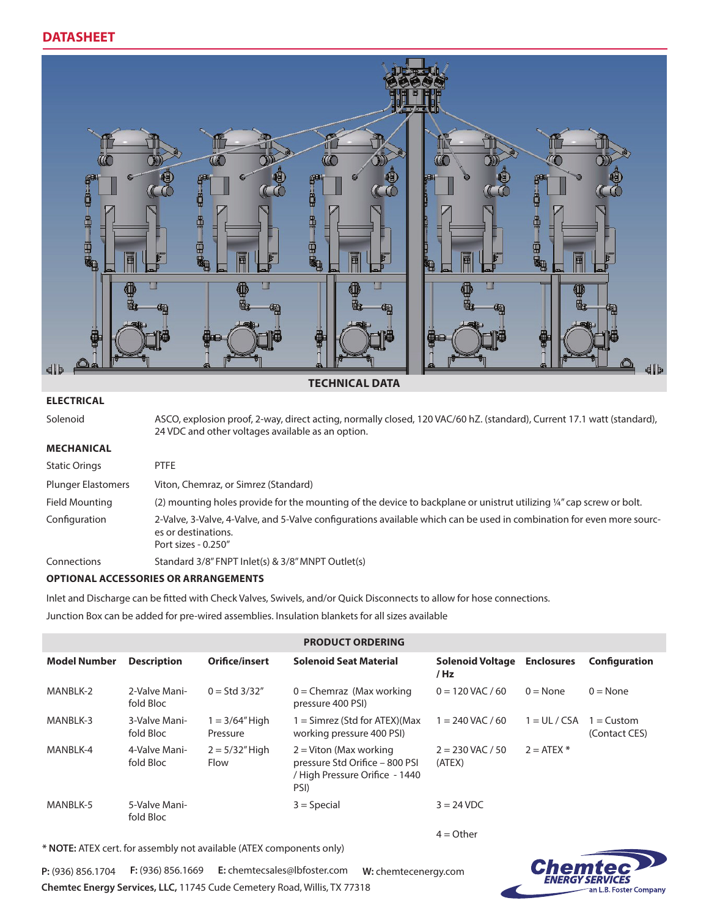# DATASHEET

## TECHNICAL DATA

### ELECTRICAL

| | |
|---|---|
| Solenoid | ASCO, explosion proof, 2-way, direct acting, normally closed, 120 VAC/60 hZ. (standard), Current 17.1 watt (standard), 24 VDC and other voltages available as an option. |

### MECHANICAL

| | |
|---|---|
| Static Orings | PTFE |
| Plunger Elastomers | Viton, Chemraz, or Simrez (Standard) |
| Field Mounting | (2) mounting holes provide for the mounting of the device to backplane or unistrut utilizing ¼" cap screw or bolt. |
| Configuration | 2-Valve, 3-Valve, 4-Valve, and 5-Valve configurations available which can be used in combination for even more sources or destinations. Port sizes - 0.250" |
| Connections | Standard 3/8" FNPT Inlet(s) & 3/8" MNPT Outlet(s) |

### OPTIONAL ACCESSORIES OR ARRANGEMENTS

Inlet and Discharge can be fitted with Check Valves, Swivels, and/or Quick Disconnects to allow for hose connections.

Junction Box can be added for pre-wired assemblies. Insulation blankets for all sizes available

## PRODUCT ORDERING

| Model Number | Description | Orifice/insert | Solenoid Seat Material | Solenoid Voltage / Hz | Enclosures | Configuration |
|---|---|---|---|---|---|---|
| MANBLK-2 | 2-Valve Manifold Bloc | 0 = Std 3/32" | 0 = Chemraz (Max working pressure 400 PSI) | 0 = 120 VAC / 60 | 0 = None | 0 = None |
| MANBLK-3 | 3-Valve Manifold Bloc | 1 = 3/64" High Pressure | 1 = Simrez (Std for ATEX)(Max working pressure 400 PSI) | 1 = 240 VAC / 60 | 1 = UL / CSA | 1 = Custom (Contact CES) |
| MANBLK-4 | 4-Valve Manifold Bloc | 2 = 5/32" High Flow | 2 = Viton (Max working pressure Std Orifice – 800 PSI / High Pressure Orifice - 1440 PSI) | 2 = 230 VAC / 50 (ATEX) | 2 = ATEX * | |
| MANBLK-5 | 5-Valve Manifold Bloc | | 3 = Special | 3 = 24 VDC | | |
| | | | | 4 = Other | | |

* **NOTE:** ATEX cert. for assembly not available (ATEX components only)

**P:** (936) 856.1704 **F:** (936) 856.1669 **E:** chemtecsales@lbfoster.com **W:** chemtecenergy.com

**Chemtec Energy Services, LLC,** 11745 Cude Cemetery Road, Willis, TX 77318

Chemtec ENERGY SERVICES an L.B. Foster Company